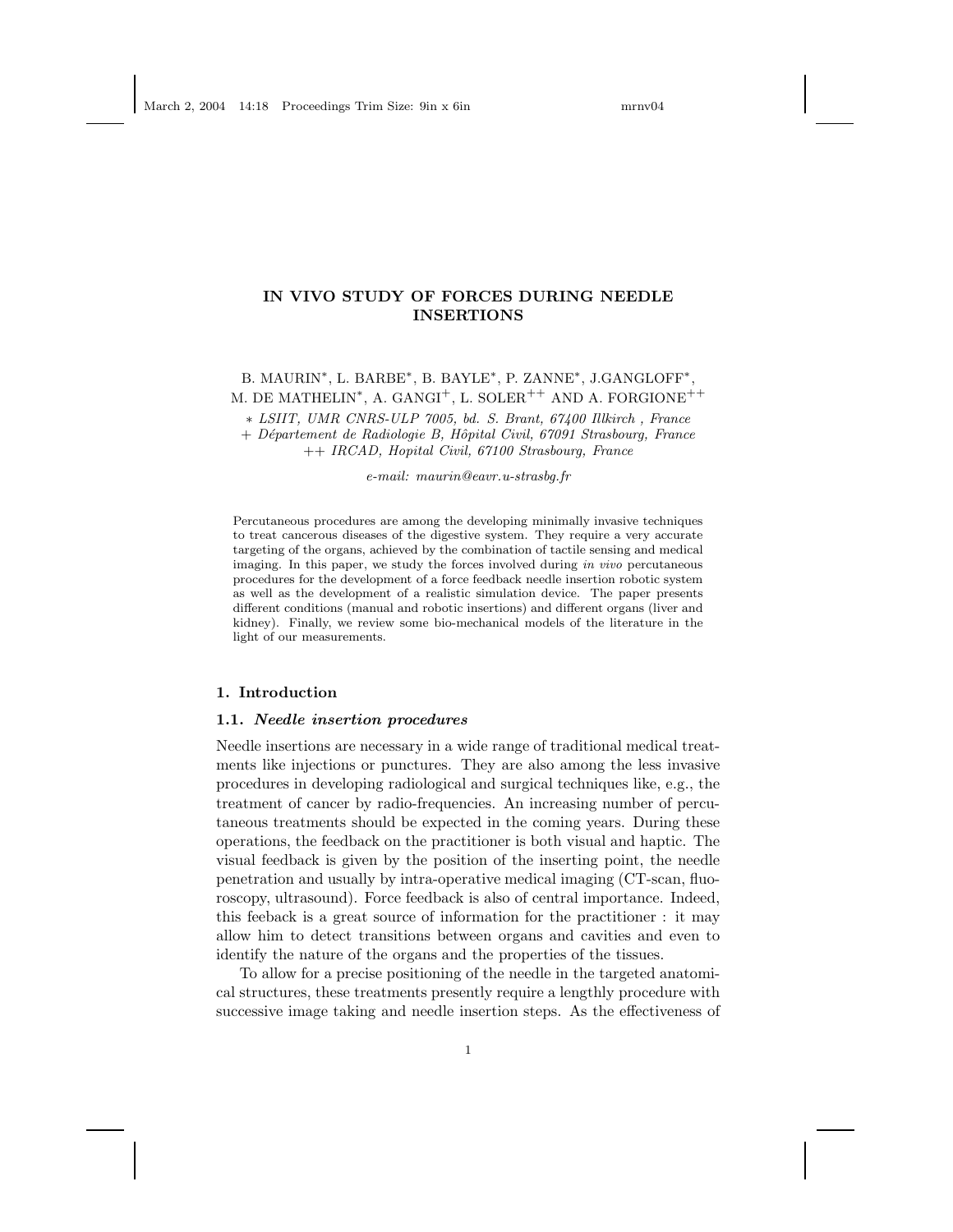# IN VIVO STUDY OF FORCES DURING NEEDLE INSERTIONS

B. MAURIN*, L. BARBE*, B. BAYLE*, P. ZANNE*, J.GANGLOFF*, M. DE MATHELIN*, A. GANGI+, L. SOLER++ AND A. FORGIONE++

*∗ LSIIT, UMR CNRS-ULP 7005, bd. S. Brant, 67400 Illkirch , France*
*+ Département de Radiologie B, Hôpital Civil, 67091 Strasbourg, France*
*++ IRCAD, Hopital Civil, 67100 Strasbourg, France*

*e-mail: maurin@eavr.u-strasbg.fr*

Percutaneous procedures are among the developing minimally invasive techniques to treat cancerous diseases of the digestive system. They require a very accurate targeting of the organs, achieved by the combination of tactile sensing and medical imaging. In this paper, we study the forces involved during *in vivo* percutaneous procedures for the development of a force feedback needle insertion robotic system as well as the development of a realistic simulation device. The paper presents different conditions (manual and robotic insertions) and different organs (liver and kidney). Finally, we review some bio-mechanical models of the literature in the light of our measurements.

## 1. Introduction

### 1.1. *Needle insertion procedures*

Needle insertions are necessary in a wide range of traditional medical treatments like injections or punctures. They are also among the less invasive procedures in developing radiological and surgical techniques like, e.g., the treatment of cancer by radio-frequencies. An increasing number of percutaneous treatments should be expected in the coming years. During these operations, the feedback on the practitioner is both visual and haptic. The visual feedback is given by the position of the inserting point, the needle penetration and usually by intra-operative medical imaging (CT-scan, fluoroscopy, ultrasound). Force feedback is also of central importance. Indeed, this feeback is a great source of information for the practitioner : it may allow him to detect transitions between organs and cavities and even to identify the nature of the organs and the properties of the tissues.

To allow for a precise positioning of the needle in the targeted anatomical structures, these treatments presently require a lengthly procedure with successive image taking and needle insertion steps. As the effectiveness of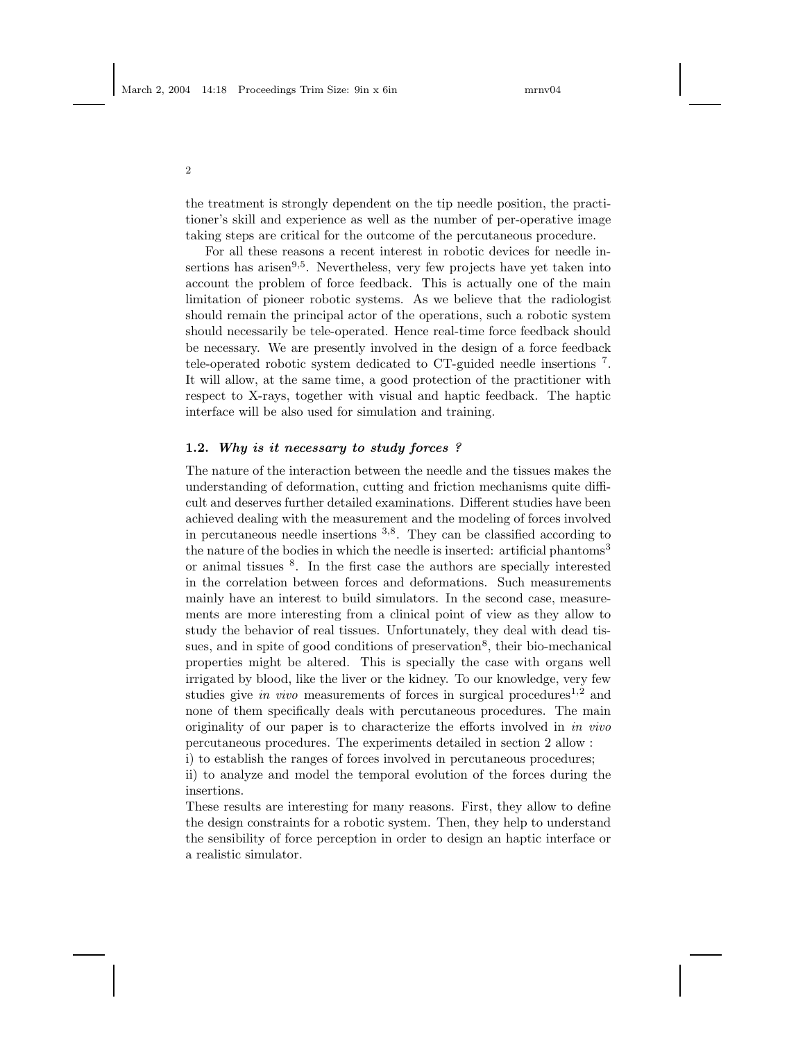the treatment is strongly dependent on the tip needle position, the practitioner's skill and experience as well as the number of per-operative image taking steps are critical for the outcome of the percutaneous procedure.

For all these reasons a recent interest in robotic devices for needle insertions has arisen[9,5]. Nevertheless, very few projects have yet taken into account the problem of force feedback. This is actually one of the main limitation of pioneer robotic systems. As we believe that the radiologist should remain the principal actor of the operations, such a robotic system should necessarily be tele-operated. Hence real-time force feedback should be necessary. We are presently involved in the design of a force feedback tele-operated robotic system dedicated to CT-guided needle insertions [7]. It will allow, at the same time, a good protection of the practitioner with respect to X-rays, together with visual and haptic feedback. The haptic interface will be also used for simulation and training.

### 1.2. *Why is it necessary to study forces ?*

The nature of the interaction between the needle and the tissues makes the understanding of deformation, cutting and friction mechanisms quite difficult and deserves further detailed examinations. Different studies have been achieved dealing with the measurement and the modeling of forces involved in percutaneous needle insertions [3,8]. They can be classified according to the nature of the bodies in which the needle is inserted: artificial phantoms[3] or animal tissues [8]. In the first case the authors are specially interested in the correlation between forces and deformations. Such measurements mainly have an interest to build simulators. In the second case, measurements are more interesting from a clinical point of view as they allow to study the behavior of real tissues. Unfortunately, they deal with dead tissues, and in spite of good conditions of preservation[8], their bio-mechanical properties might be altered. This is specially the case with organs well irrigated by blood, like the liver or the kidney. To our knowledge, very few studies give *in vivo* measurements of forces in surgical procedures[1,2] and none of them specifically deals with percutaneous procedures. The main originality of our paper is to characterize the efforts involved in *in vivo* percutaneous procedures. The experiments detailed in section 2 allow :

i) to establish the ranges of forces involved in percutaneous procedures;

ii) to analyze and model the temporal evolution of the forces during the insertions.

These results are interesting for many reasons. First, they allow to define the design constraints for a robotic system. Then, they help to understand the sensibility of force perception in order to design an haptic interface or a realistic simulator.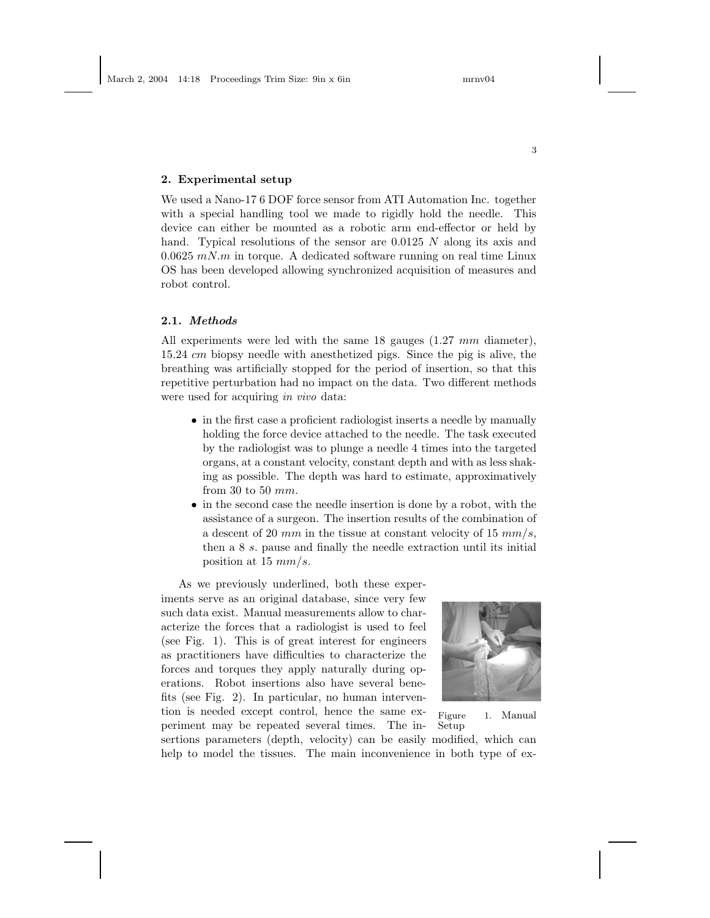## 2. Experimental setup

We used a Nano-17 6 DOF force sensor from ATI Automation Inc. together with a special handling tool we made to rigidly hold the needle. This device can either be mounted as a robotic arm end-effector or held by hand. Typical resolutions of the sensor are 0.0125 $N$ along its axis and 0.0625 $mN.m$ in torque. A dedicated software running on real time Linux OS has been developed allowing synchronized acquisition of measures and robot control.

### 2.1. *Methods*

All experiments were led with the same 18 gauges (1.27 $mm$ diameter), 15.24 $cm$ biopsy needle with anesthetized pigs. Since the pig is alive, the breathing was artificially stopped for the period of insertion, so that this repetitive perturbation had no impact on the data. Two different methods were used for acquiring *in vivo* data:

- in the first case a proficient radiologist inserts a needle by manually holding the force device attached to the needle. The task executed by the radiologist was to plunge a needle 4 times into the targeted organs, at a constant velocity, constant depth and with as less shaking as possible. The depth was hard to estimate, approximatively from 30 to 50 $mm$.
- in the second case the needle insertion is done by a robot, with the assistance of a surgeon. The insertion results of the combination of a descent of 20 $mm$ in the tissue at constant velocity of 15 $mm/s$, then a 8 $s$. pause and finally the needle extraction until its initial position at 15 $mm/s$.

As we previously underlined, both these experiments serve as an original database, since very few such data exist. Manual measurements allow to characterize the forces that a radiologist is used to feel (see Fig. 1). This is of great interest for engineers as practitioners have difficulties to characterize the forces and torques they apply naturally during operations. Robot insertions also have several benefits (see Fig. 2). In particular, no human intervention is needed except control, hence the same experiment may be repeated several times. The insertions parameters (depth, velocity) can be easily modified, which can help to model the tissues. The main inconvenience in both type of ex-

Figure 1. Manual Setup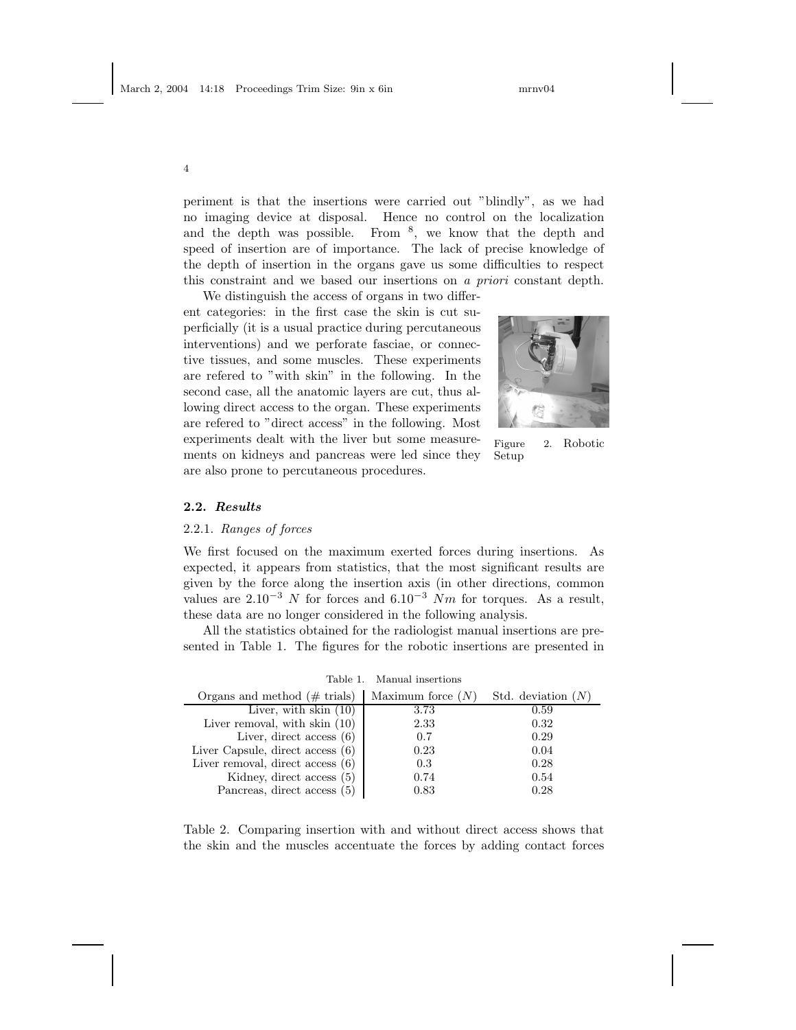periment is that the insertions were carried out "blindly", as we had no imaging device at disposal. Hence no control on the localization and the depth was possible. From [8], we know that the depth and speed of insertion are of importance. The lack of precise knowledge of the depth of insertion in the organs gave us some difficulties to respect this constraint and we based our insertions on *a priori* constant depth.

We distinguish the access of organs in two different categories: in the first case the skin is cut superficially (it is a usual practice during percutaneous interventions) and we perforate fasciae, or connective tissues, and some muscles. These experiments are refered to "with skin" in the following. In the second case, all the anatomic layers are cut, thus allowing direct access to the organ. These experiments are refered to "direct access" in the following. Most experiments dealt with the liver but some measurements on kidneys and pancreas were led since they are also prone to percutaneous procedures.

Figure 2. Robotic Setup

### 2.2. *Results*

#### 2.2.1. *Ranges of forces*

We first focused on the maximum exerted forces during insertions. As expected, it appears from statistics, that the most significant results are given by the force along the insertion axis (in other directions, common values are $2.10^{-3}$ $N$ for forces and $6.10^{-3}$ $Nm$ for torques. As a result, these data are no longer considered in the following analysis.

All the statistics obtained for the radiologist manual insertions are presented in Table 1. The figures for the robotic insertions are presented in Table 2. Comparing insertion with and without direct access shows that the skin and the muscles accentuate the forces by adding contact forces

Table 1. Manual insertions

| Organs and method (# trials) | Maximum force ($N$) | Std. deviation ($N$) |
|---|---|---|
| Liver, with skin (10) | 3.73 | 0.59 |
| Liver removal, with skin (10) | 2.33 | 0.32 |
| Liver, direct access (6) | 0.7 | 0.29 |
| Liver Capsule, direct access (6) | 0.23 | 0.04 |
| Liver removal, direct access (6) | 0.3 | 0.28 |
| Kidney, direct access (5) | 0.74 | 0.54 |
| Pancreas, direct access (5) | 0.83 | 0.28 |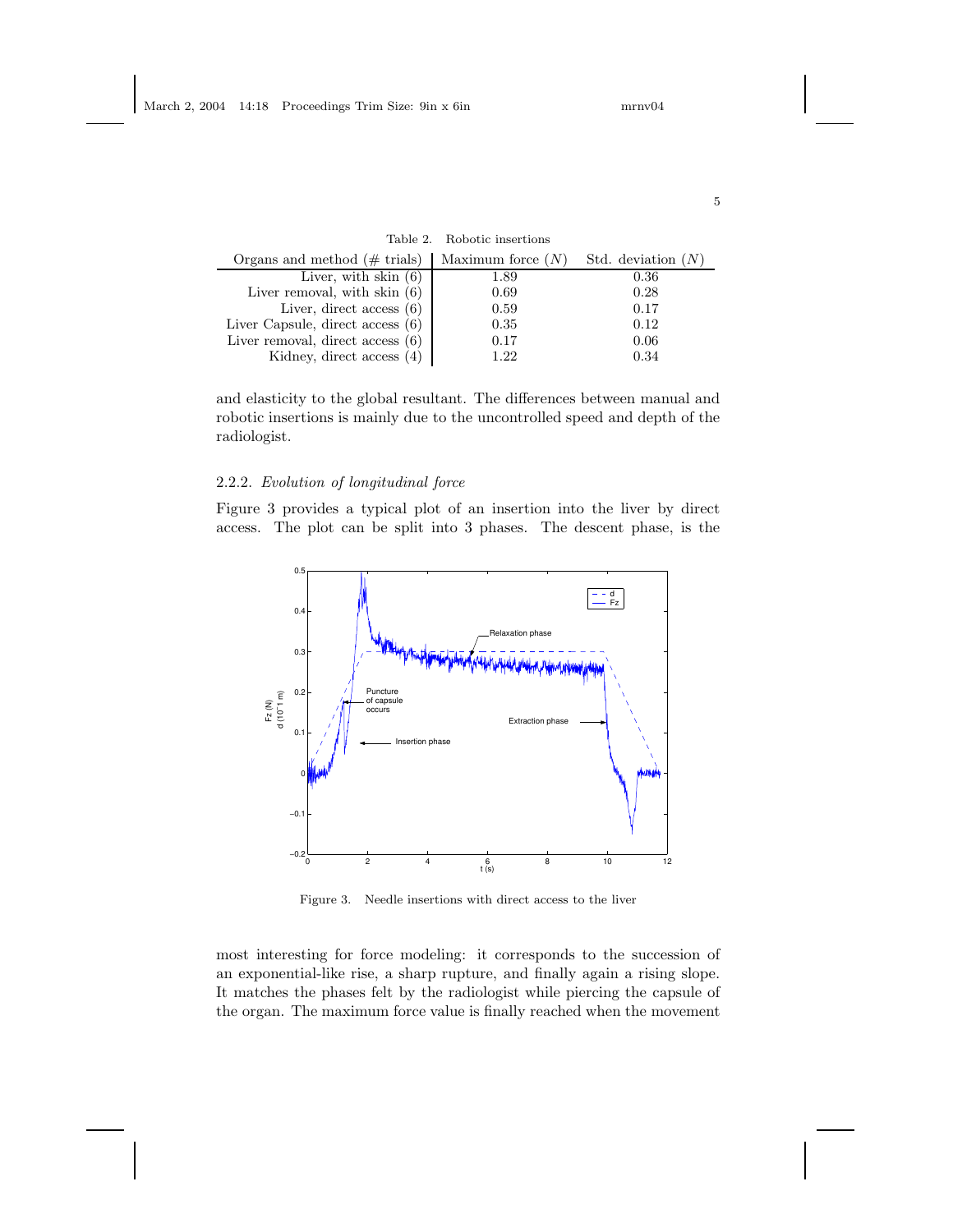Table 2. Robotic insertions

| Organs and method (# trials) | Maximum force ($N$) | Std. deviation ($N$) |
|---|---|---|
| Liver, with skin (6) | 1.89 | 0.36 |
| Liver removal, with skin (6) | 0.69 | 0.28 |
| Liver, direct access (6) | 0.59 | 0.17 |
| Liver Capsule, direct access (6) | 0.35 | 0.12 |
| Liver removal, direct access (6) | 0.17 | 0.06 |
| Kidney, direct access (4) | 1.22 | 0.34 |

and elasticity to the global resultant. The differences between manual and robotic insertions is mainly due to the uncontrolled speed and depth of the radiologist.

### 2.2.2. *Evolution of longitudinal force*

Figure 3 provides a typical plot of an insertion into the liver by direct access. The plot can be split into 3 phases. The descent phase, is the

Figure 3. Needle insertions with direct access to the liver

most interesting for force modeling: it corresponds to the succession of an exponential-like rise, a sharp rupture, and finally again a rising slope. It matches the phases felt by the radiologist while piercing the capsule of the organ. The maximum force value is finally reached when the movement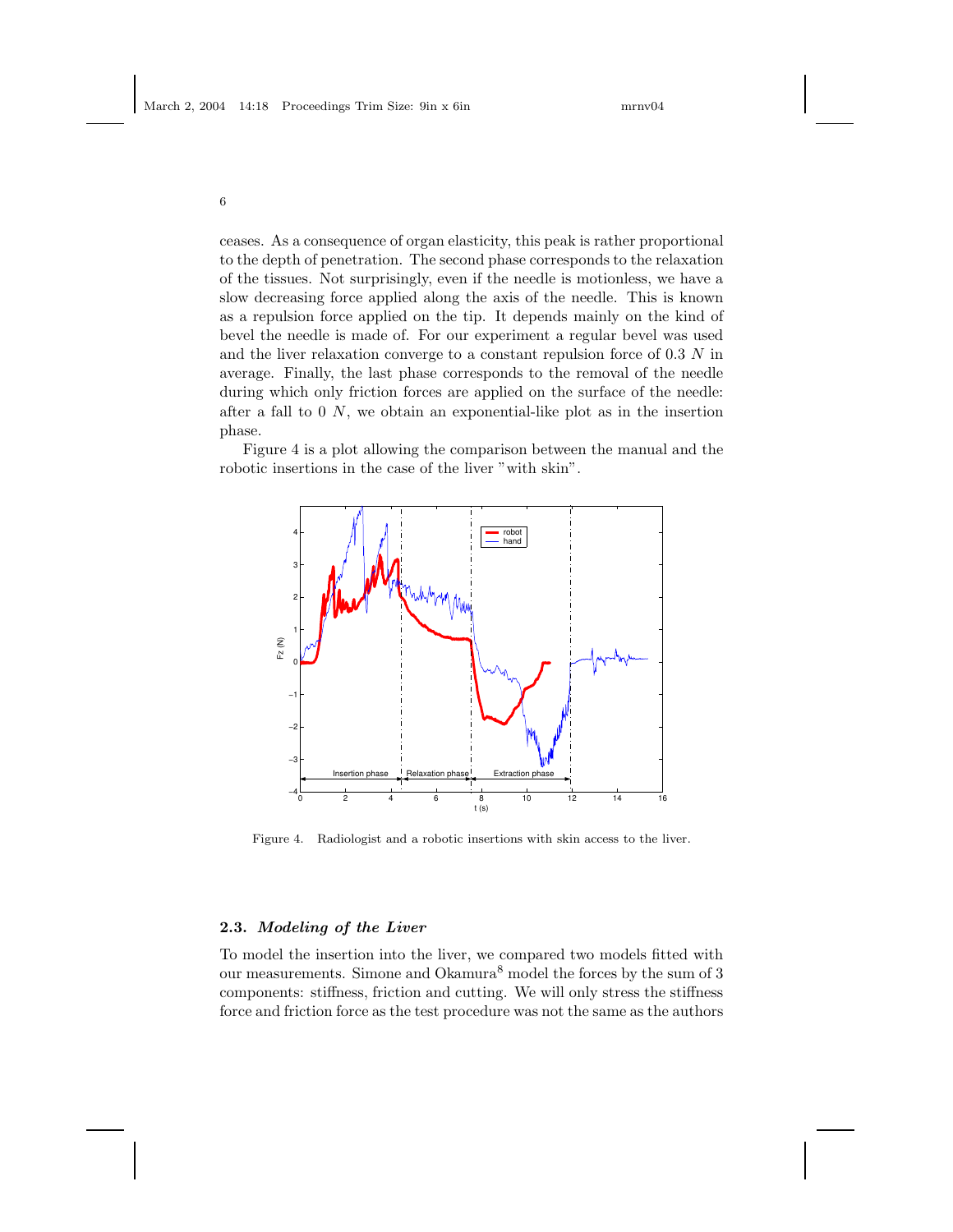ceases. As a consequence of organ elasticity, this peak is rather proportional to the depth of penetration. The second phase corresponds to the relaxation of the tissues. Not surprisingly, even if the needle is motionless, we have a slow decreasing force applied along the axis of the needle. This is known as a repulsion force applied on the tip. It depends mainly on the kind of bevel the needle is made of. For our experiment a regular bevel was used and the liver relaxation converge to a constant repulsion force of 0.3 $N$ in average. Finally, the last phase corresponds to the removal of the needle during which only friction forces are applied on the surface of the needle: after a fall to 0 $N$, we obtain an exponential-like plot as in the insertion phase.

Figure 4 is a plot allowing the comparison between the manual and the robotic insertions in the case of the liver "with skin".

Figure 4. Radiologist and a robotic insertions with skin access to the liver.

### 2.3. *Modeling of the Liver*

To model the insertion into the liver, we compared two models fitted with our measurements. Simone and Okamura[8] model the forces by the sum of 3 components: stiffness, friction and cutting. We will only stress the stiffness force and friction force as the test procedure was not the same as the authors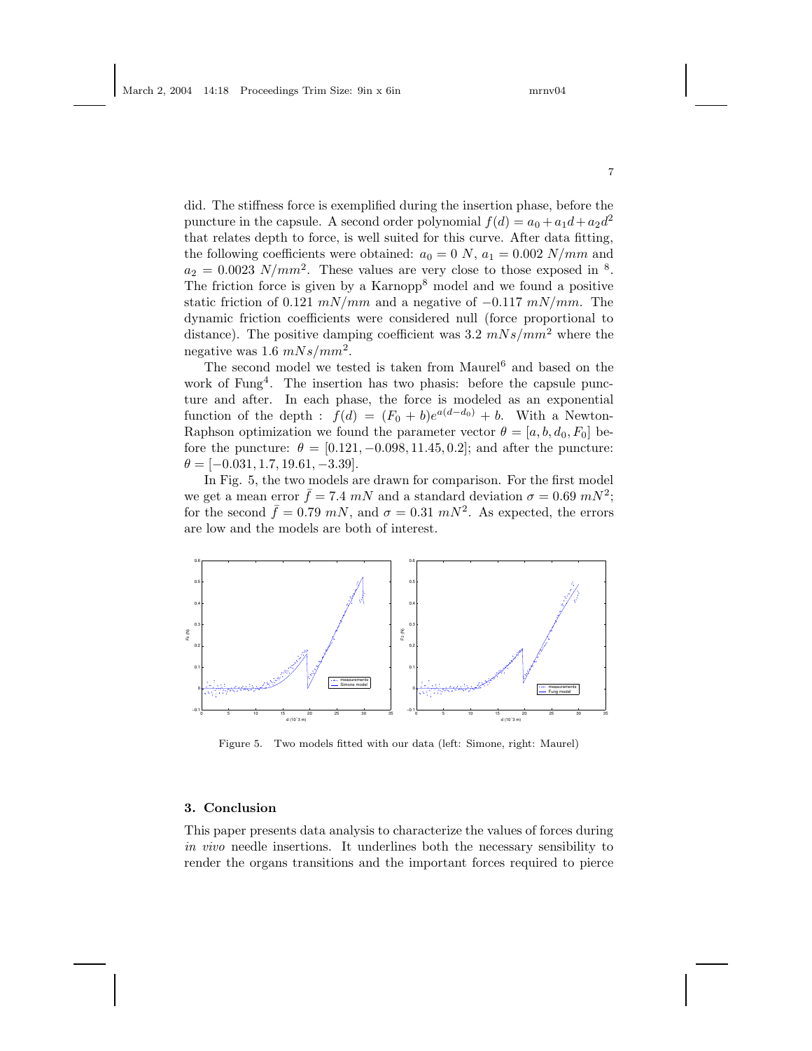did. The stiffness force is exemplified during the insertion phase, before the puncture in the capsule. A second order polynomial $f(d) = a_0 + a_1 d + a_2 d^2$ that relates depth to force, is well suited for this curve. After data fitting, the following coefficients were obtained: $a_0 = 0\ N$, $a_1 = 0.002\ N/mm$ and $a_2 = 0.0023\ N/mm^2$. These values are very close to those exposed in [8]. The friction force is given by a Karnopp[8] model and we found a positive static friction of 0.121 $mN/mm$ and a negative of $-0.117\ mN/mm$. The dynamic friction coefficients were considered null (force proportional to distance). The positive damping coefficient was 3.2 $mNs/mm^2$ where the negative was 1.6 $mNs/mm^2$.

The second model we tested is taken from Maurel[6] and based on the work of Fung[4]. The insertion has two phasis: before the capsule puncture and after. In each phase, the force is modeled as an exponential function of the depth : $f(d) = (F_0 + b)e^{a(d-d_0)} + b$. With a Newton-Raphson optimization we found the parameter vector $\theta = [a, b, d_0, F_0]$ before the puncture: $\theta = [0.121, -0.098, 11.45, 0.2]$; and after the puncture: $\theta = [-0.031, 1.7, 19.61, -3.39]$.

In Fig. 5, the two models are drawn for comparison. For the first model we get a mean error $\bar{f} = 7.4\ mN$ and a standard deviation $\sigma = 0.69\ mN^2$; for the second $\bar{f} = 0.79\ mN$, and $\sigma = 0.31\ mN^2$. As expected, the errors are low and the models are both of interest.

Figure 5. Two models fitted with our data (left: Simone, right: Maurel)

## 3. Conclusion

This paper presents data analysis to characterize the values of forces during *in vivo* needle insertions. It underlines both the necessary sensibility to render the organs transitions and the important forces required to pierce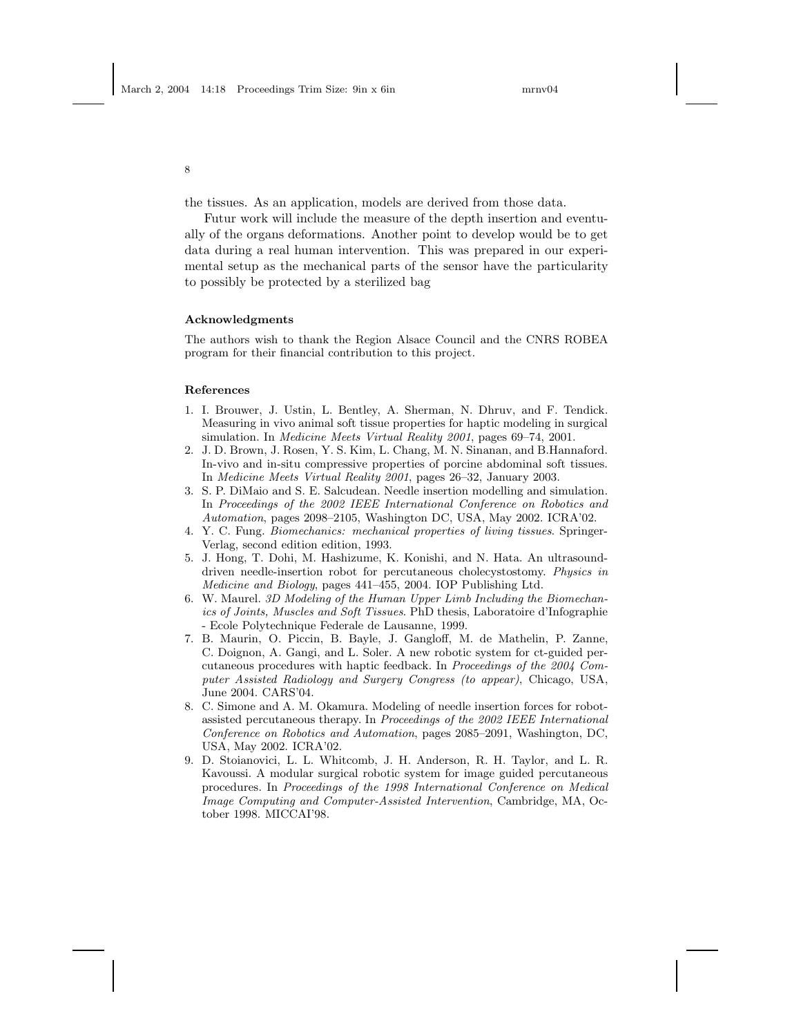the tissues. As an application, models are derived from those data.

Futur work will include the measure of the depth insertion and eventually of the organs deformations. Another point to develop would be to get data during a real human intervention. This was prepared in our experimental setup as the mechanical parts of the sensor have the particularity to possibly be protected by a sterilized bag

### Acknowledgments

The authors wish to thank the Region Alsace Council and the CNRS ROBEA program for their financial contribution to this project.

### References

1. I. Brouwer, J. Ustin, L. Bentley, A. Sherman, N. Dhruv, and F. Tendick. Measuring in vivo animal soft tissue properties for haptic modeling in surgical simulation. In *Medicine Meets Virtual Reality 2001*, pages 69–74, 2001.
2. J. D. Brown, J. Rosen, Y. S. Kim, L. Chang, M. N. Sinanan, and B.Hannaford. In-vivo and in-situ compressive properties of porcine abdominal soft tissues. In *Medicine Meets Virtual Reality 2001*, pages 26–32, January 2003.
3. S. P. DiMaio and S. E. Salcudean. Needle insertion modelling and simulation. In *Proceedings of the 2002 IEEE International Conference on Robotics and Automation*, pages 2098–2105, Washington DC, USA, May 2002. ICRA'02.
4. Y. C. Fung. *Biomechanics: mechanical properties of living tissues*. Springer-Verlag, second edition edition, 1993.
5. J. Hong, T. Dohi, M. Hashizume, K. Konishi, and N. Hata. An ultrasound-driven needle-insertion robot for percutaneous cholecystostomy. *Physics in Medicine and Biology*, pages 441–455, 2004. IOP Publishing Ltd.
6. W. Maurel. *3D Modeling of the Human Upper Limb Including the Biomechanics of Joints, Muscles and Soft Tissues*. PhD thesis, Laboratoire d'Infographie - Ecole Polytechnique Federale de Lausanne, 1999.
7. B. Maurin, O. Piccin, B. Bayle, J. Gangloff, M. de Mathelin, P. Zanne, C. Doignon, A. Gangi, and L. Soler. A new robotic system for ct-guided percutaneous procedures with haptic feedback. In *Proceedings of the 2004 Computer Assisted Radiology and Surgery Congress (to appear)*, Chicago, USA, June 2004. CARS'04.
8. C. Simone and A. M. Okamura. Modeling of needle insertion forces for robot-assisted percutaneous therapy. In *Proceedings of the 2002 IEEE International Conference on Robotics and Automation*, pages 2085–2091, Washington, DC, USA, May 2002. ICRA'02.
9. D. Stoianovici, L. L. Whitcomb, J. H. Anderson, R. H. Taylor, and L. R. Kavoussi. A modular surgical robotic system for image guided percutaneous procedures. In *Proceedings of the 1998 International Conference on Medical Image Computing and Computer-Assisted Intervention*, Cambridge, MA, October 1998. MICCAI'98.